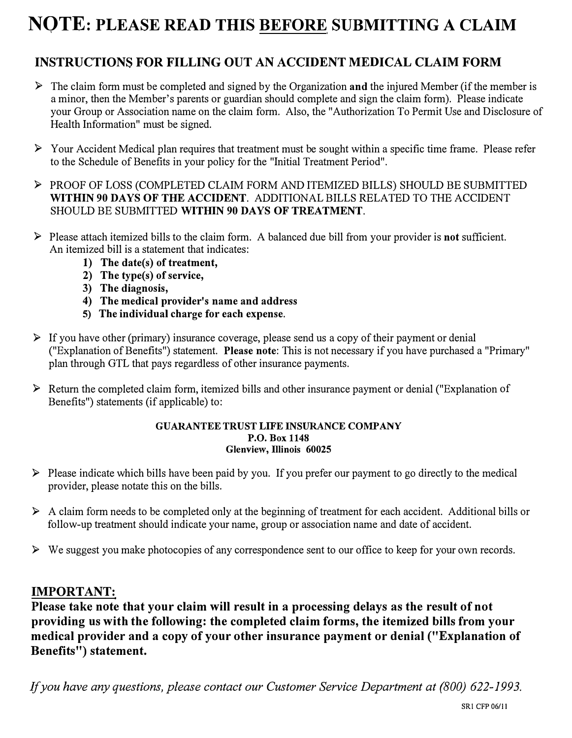# NOTE: PLEASE READ THIS <u>BEFORE</u> SUBMITTING A CLAIM

## INSTRUCTIONS FOR FILLING OUT AN ACCIDENT MEDICAL CLAIM FORM

- The claim form must be completed and signed by the Organization **and** the injured Member (if the member is a minor, then the Member's parents or guardian should complete and sign the claim form). Please indicate your Group or Association name on the claim form. Also, the "Authorization To Permit Use and Disclosure of Health Information" must be signed.

- Your Accident Medical plan requires that treatment must be sought within a specific time frame. Please refer to the Schedule of Benefits in your policy for the "Initial Treatment Period".

- PROOF OF LOSS (COMPLETED CLAIM FORM AND ITEMIZED BILLS) SHOULD BE SUBMITTED **WITHIN 90 DAYS OF THE ACCIDENT**. ADDITIONAL BILLS RELATED TO THE ACCIDENT SHOULD BE SUBMITTED **WITHIN 90 DAYS OF TREATMENT**.

- Please attach itemized bills to the claim form. A balanced due bill from your provider is **not** sufficient. An itemized bill is a statement that indicates:
  1) **The date(s) of treatment,**
  2) **The type(s) of service,**
  3) **The diagnosis,**
  4) **The medical provider's name and address**
  5) **The individual charge for each expense.**

- If you have other (primary) insurance coverage, please send us a copy of their payment or denial ("Explanation of Benefits") statement. **Please note**: This is not necessary if you have purchased a "Primary" plan through GTL that pays regardless of other insurance payments.

- Return the completed claim form, itemized bills and other insurance payment or denial ("Explanation of Benefits") statements (if applicable) to:

  **GUARANTEE TRUST LIFE INSURANCE COMPANY**
  **P.O. Box 1148**
  **Glenview, Illinois 60025**

- Please indicate which bills have been paid by you. If you prefer our payment to go directly to the medical provider, please notate this on the bills.

- A claim form needs to be completed only at the beginning of treatment for each accident. Additional bills or follow-up treatment should indicate your name, group or association name and date of accident.

- We suggest you make photocopies of any correspondence sent to our office to keep for your own records.

## <u>IMPORTANT:</u>

**Please take note that your claim will result in a processing delays as the result of not providing us with the following: the completed claim forms, the itemized bills from your medical provider and a copy of your other insurance payment or denial ("Explanation of Benefits") statement.**

*If you have any questions, please contact our Customer Service Department at (800) 622-1993.*

SR1 CFP 06/11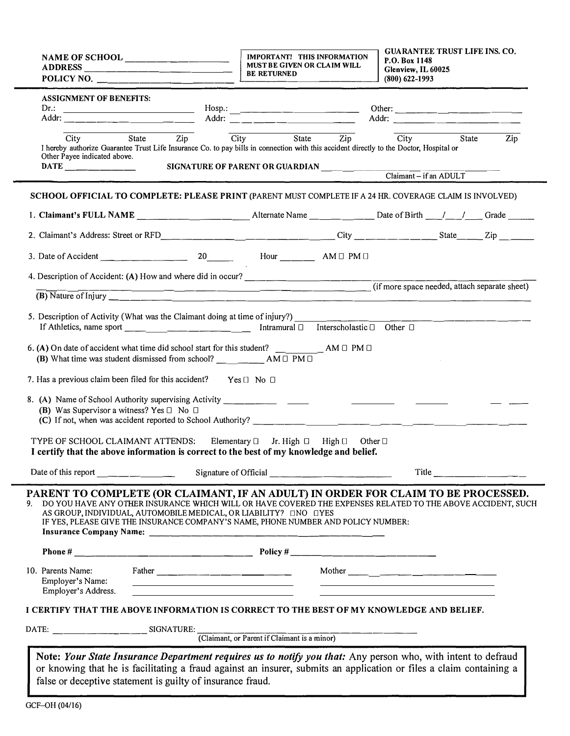NAME OF SCHOOL ____________________
ADDRESS ____________________
POLICY NO. ____________________

**IMPORTANT! THIS INFORMATION MUST BE GIVEN OR CLAIM WILL BE RETURNED**

**GUARANTEE TRUST LIFE INS. CO.**
**P.O. Box 1148**
**Glenview, IL 60025**
**(800) 622-1993**

---

**ASSIGNMENT OF BENEFITS:**

| Dr.: ____________________ | Hosp.: ____________________ | Other: ____________________ |
|---|---|---|
| Addr: ____________________ | Addr: ____________________ | Addr: ____________________ |
| City State Zip | City State Zip | City State Zip |

I hereby authorize Guarantee Trust Life Insurance Co. to pay bills in connection with this accident directly to the Doctor, Hospital or Other Payee indicated above.

**DATE** ____________ **SIGNATURE OF PARENT OR GUARDIAN** ____________________
Claimant – if an ADULT

---

**SCHOOL OFFICIAL TO COMPLETE: PLEASE PRINT** (PARENT MUST COMPLETE IF A 24 HR. COVERAGE CLAIM IS INVOLVED)

1. **Claimant's FULL NAME** ____________________ Alternate Name ____________ Date of Birth ___/___/___ Grade _____

2. Claimant's Address: Street or RFD ____________________ City ____________ State _____ Zip _____

3. Date of Accident ____________ 20_____ Hour _______ AM ☐ PM ☐

4. Description of Accident: **(A)** How and where did in occur? ____________________ (if more space needed, attach separate sheet)
   **(B)** Nature of Injury ____________________

5. Description of Activity (What was the Claimant doing at time of injury?) ____________________
   If Athletics, name sport ____________________ Intramural ☐ Interscholastic ☐ Other ☐

6. **(A)** On date of accident what time did school start for this student? _________ AM ☐ PM ☐
   **(B)** What time was student dismissed from school? _________ AM ☐ PM ☐

7. Has a previous claim been filed for this accident? Yes ☐ No ☐

8. **(A)** Name of School Authority supervising Activity ____________________
   **(B)** Was Supervisor a witness? Yes ☐ No ☐
   **(C)** If not, when was accident reported to School Authority? ____________________

TYPE OF SCHOOL CLAIMANT ATTENDS: Elementary ☐ Jr. High ☐ High ☐ Other ☐

**I certify that the above information is correct to the best of my knowledge and belief.**

Date of this report ____________ Signature of Official ____________________ Title ____________

---

## PARENT TO COMPLETE (OR CLAIMANT, IF AN ADULT) IN ORDER FOR CLAIM TO BE PROCESSED.

9. DO YOU HAVE ANY OTHER INSURANCE WHICH WILL OR HAVE COVERED THE EXPENSES RELATED TO THE ABOVE ACCIDENT, SUCH AS GROUP, INDIVIDUAL, AUTOMOBILE MEDICAL, OR LIABILITY? ☐NO ☐YES
   IF YES, PLEASE GIVE THE INSURANCE COMPANY'S NAME, PHONE NUMBER AND POLICY NUMBER:
   **Insurance Company Name:** ____________________

   **Phone #** ____________________ **Policy #** ____________________

10. Parents Name: Father ____________________ Mother ____________________
    Employer's Name: ____________________ ____________________
    Employer's Address. ____________________ ____________________

**I CERTIFY THAT THE ABOVE INFORMATION IS CORRECT TO THE BEST OF MY KNOWLEDGE AND BELIEF.**

DATE: ____________ SIGNATURE: ____________________
(Claimant, or Parent if Claimant is a minor)

**Note:** ***Your State Insurance Department requires us to notify you that:*** Any person who, with intent to defraud or knowing that he is facilitating a fraud against an insurer, submits an application or files a claim containing a false or deceptive statement is guilty of insurance fraud.

GCF–OH (04/16)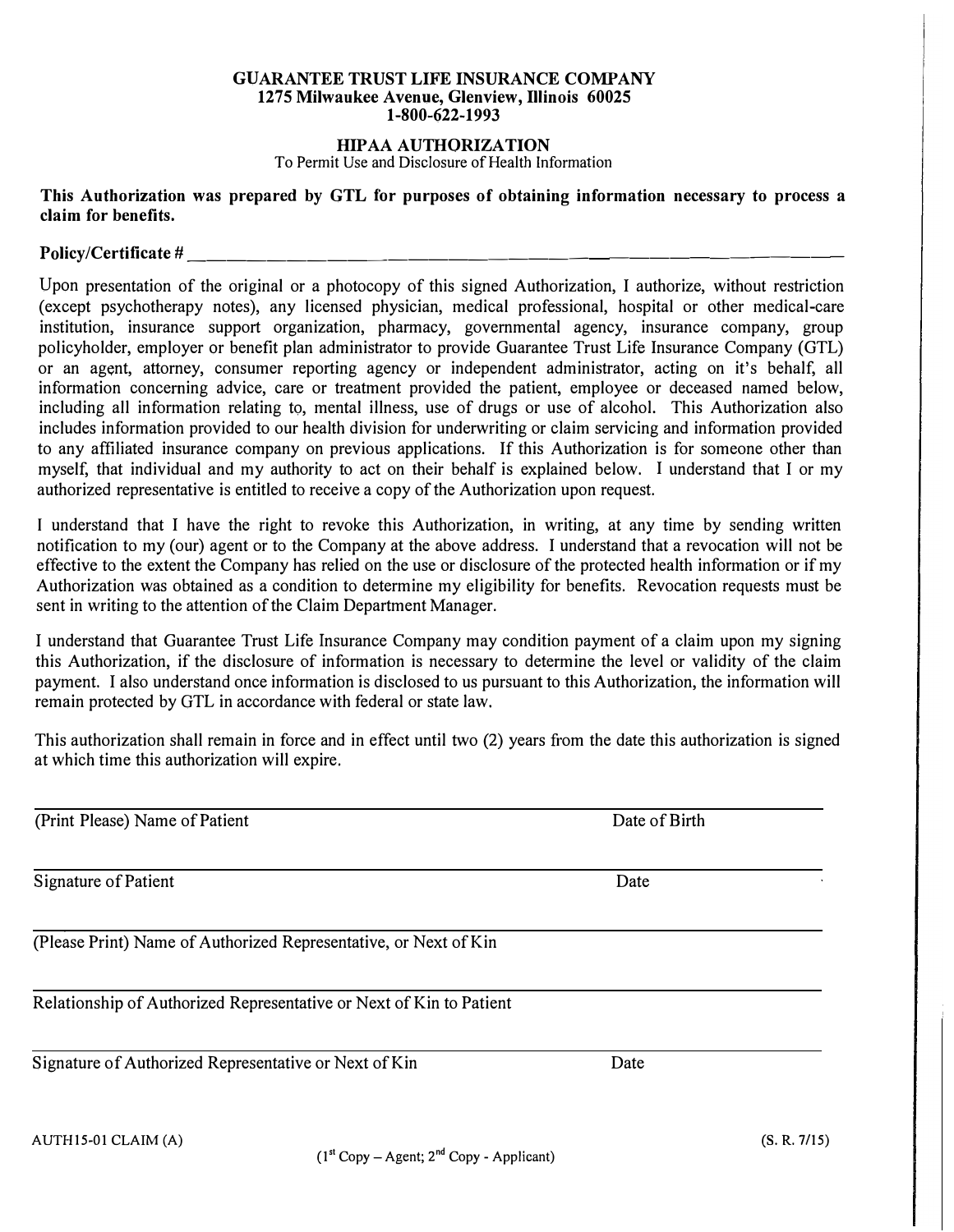**GUARANTEE TRUST LIFE INSURANCE COMPANY**
**1275 Milwaukee Avenue, Glenview, Illinois 60025**
**1-800-622-1993**

## HIPAA AUTHORIZATION

To Permit Use and Disclosure of Health Information

**This Authorization was prepared by GTL for purposes of obtaining information necessary to process a claim for benefits.**

**Policy/Certificate #** ______________________________

Upon presentation of the original or a photocopy of this signed Authorization, I authorize, without restriction (except psychotherapy notes), any licensed physician, medical professional, hospital or other medical-care institution, insurance support organization, pharmacy, governmental agency, insurance company, group policyholder, employer or benefit plan administrator to provide Guarantee Trust Life Insurance Company (GTL) or an agent, attorney, consumer reporting agency or independent administrator, acting on it's behalf, all information concerning advice, care or treatment provided the patient, employee or deceased named below, including all information relating to, mental illness, use of drugs or use of alcohol. This Authorization also includes information provided to our health division for underwriting or claim servicing and information provided to any affiliated insurance company on previous applications. If this Authorization is for someone other than myself, that individual and my authority to act on their behalf is explained below. I understand that I or my authorized representative is entitled to receive a copy of the Authorization upon request.

I understand that I have the right to revoke this Authorization, in writing, at any time by sending written notification to my (our) agent or to the Company at the above address. I understand that a revocation will not be effective to the extent the Company has relied on the use or disclosure of the protected health information or if my Authorization was obtained as a condition to determine my eligibility for benefits. Revocation requests must be sent in writing to the attention of the Claim Department Manager.

I understand that Guarantee Trust Life Insurance Company may condition payment of a claim upon my signing this Authorization, if the disclosure of information is necessary to determine the level or validity of the claim payment. I also understand once information is disclosed to us pursuant to this Authorization, the information will remain protected by GTL in accordance with federal or state law.

This authorization shall remain in force and in effect until two (2) years from the date this authorization is signed at which time this authorization will expire.

______________________________________________
(Print Please) Name of Patient                                        Date of Birth

______________________________________________
Signature of Patient                                        Date

______________________________________________
(Please Print) Name of Authorized Representative, or Next of Kin

______________________________________________
Relationship of Authorized Representative or Next of Kin to Patient

______________________________________________
Signature of Authorized Representative or Next of Kin                                        Date

AUTH15-01 CLAIM (A)                                        (S. R. 7/15)

(1st Copy – Agent; 2nd Copy - Applicant)